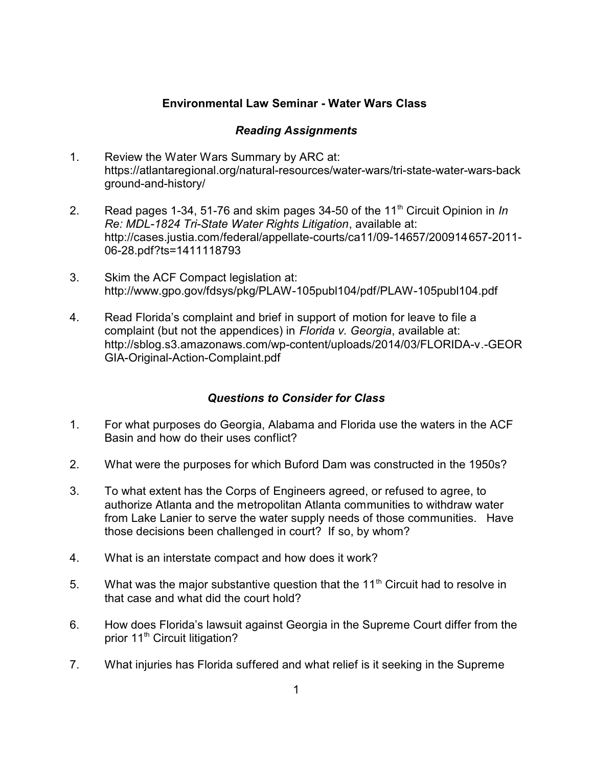# Environmental Law Seminar - Water Wars Class

## *Reading Assignments*

1. Review the Water Wars Summary by ARC at: https://atlantaregional.org/natural-resources/water-wars/tri-state-water-wars-background-and-history/

2. Read pages 1-34, 51-76 and skim pages 34-50 of the 11th Circuit Opinion in *In Re: MDL-1824 Tri-State Water Rights Litigation*, available at: http://cases.justia.com/federal/appellate-courts/ca11/09-14657/200914657-2011-06-28.pdf?ts=1411118793

3. Skim the ACF Compact legislation at: http://www.gpo.gov/fdsys/pkg/PLAW-105publ104/pdf/PLAW-105publ104.pdf

4. Read Florida's complaint and brief in support of motion for leave to file a complaint (but not the appendices) in *Florida v. Georgia*, available at: http://sblog.s3.amazonaws.com/wp-content/uploads/2014/03/FLORIDA-v.-GEORGIA-Original-Action-Complaint.pdf

## *Questions to Consider for Class*

1. For what purposes do Georgia, Alabama and Florida use the waters in the ACF Basin and how do their uses conflict?

2. What were the purposes for which Buford Dam was constructed in the 1950s?

3. To what extent has the Corps of Engineers agreed, or refused to agree, to authorize Atlanta and the metropolitan Atlanta communities to withdraw water from Lake Lanier to serve the water supply needs of those communities. Have those decisions been challenged in court? If so, by whom?

4. What is an interstate compact and how does it work?

5. What was the major substantive question that the 11th Circuit had to resolve in that case and what did the court hold?

6. How does Florida's lawsuit against Georgia in the Supreme Court differ from the prior 11th Circuit litigation?

7. What injuries has Florida suffered and what relief is it seeking in the Supreme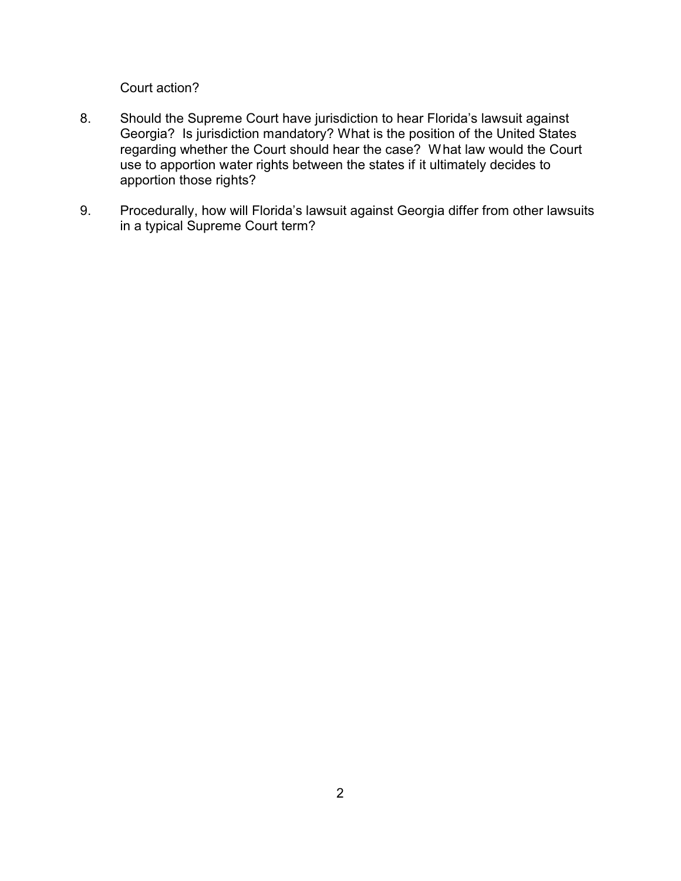Court action?

8. Should the Supreme Court have jurisdiction to hear Florida's lawsuit against Georgia? Is jurisdiction mandatory? What is the position of the United States regarding whether the Court should hear the case? What law would the Court use to apportion water rights between the states if it ultimately decides to apportion those rights?

9. Procedurally, how will Florida's lawsuit against Georgia differ from other lawsuits in a typical Supreme Court term?